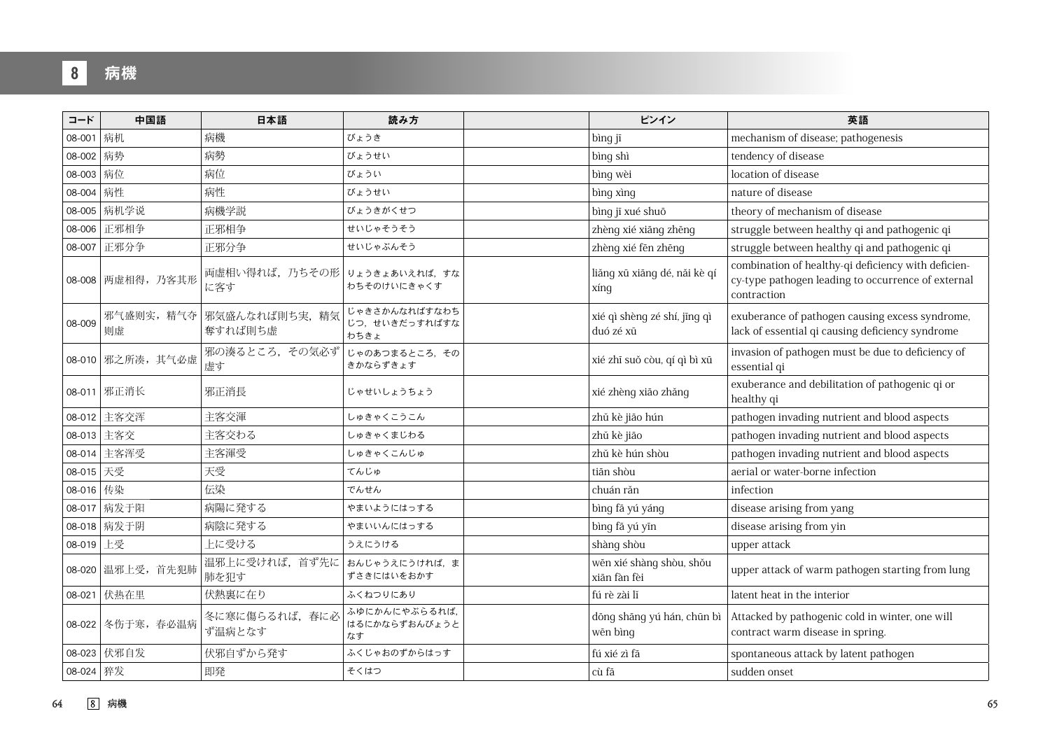# 8 病機

| コード | 中国語 | 日本語 | 読み方 | | ピンイン | 英語 |
|---|---|---|---|---|---|---|
| 08-001 | 病机 | 病機 | びょうき | | bìng jī | mechanism of disease; pathogenesis |
| 08-002 | 病势 | 病勢 | びょうせい | | bìng shì | tendency of disease |
| 08-003 | 病位 | 病位 | びょうい | | bìng wèi | location of disease |
| 08-004 | 病性 | 病性 | びょうせい | | bìng xìng | nature of disease |
| 08-005 | 病机学说 | 病機学説 | びょうきがくせつ | | bìng jī xué shuō | theory of mechanism of disease |
| 08-006 | 正邪相争 | 正邪相争 | せいじゃそうそう | | zhèng xié xiāng zhēng | struggle between healthy qi and pathogenic qi |
| 08-007 | 正邪分争 | 正邪分争 | せいじゃぶんそう | | zhèng xié fēn zhēng | struggle between healthy qi and pathogenic qi |
| 08-008 | 两虚相得，乃客其形 | 両虚相い得れば，乃ちその形に客す | りょうきょあいえれば，すなわちそのけいにきゃくす | | liǎng xū xiāng dé, nǎi kè qí xíng | combination of healthy-qi deficiency with deficiency-type pathogen leading to occurrence of external contraction |
| 08-009 | 邪气盛则实，精气夺则虚 | 邪気盛んなれば則ち実，精気奪すれば則ち虚 | じゃきさかんなればすなわちじつ，せいきだっすればすなわちきょ | | xié qì shèng zé shí, jīng qì duó zé xū | exuberance of pathogen causing excess syndrome, lack of essential qi causing deficiency syndrome |
| 08-010 | 邪之所凑，其气必虚 | 邪の湊るところ，その気必ず虚す | じゃのあつまるところ，そのきかならずきょす | | xié zhī suǒ còu, qí qì bì xū | invasion of pathogen must be due to deficiency of essential qi |
| 08-011 | 邪正消长 | 邪正消長 | じゃせいしょうちょう | | xié zhèng xiāo zhǎng | exuberance and debilitation of pathogenic qi or healthy qi |
| 08-012 | 主客交浑 | 主客交渾 | しゅきゃくこうこん | | zhǔ kè jiāo hún | pathogen invading nutrient and blood aspects |
| 08-013 | 主客交 | 主客交わる | しゅきゃくまじわる | | zhǔ kè jiāo | pathogen invading nutrient and blood aspects |
| 08-014 | 主客浑受 | 主客渾受 | しゅきゃくこんじゅ | | zhǔ kè hún shòu | pathogen invading nutrient and blood aspects |
| 08-015 | 天受 | 天受 | てんじゅ | | tiān shòu | aerial or water-borne infection |
| 08-016 | 传染 | 伝染 | でんせん | | chuán rǎn | infection |
| 08-017 | 病发于阳 | 病陽に発する | やまいようにはっする | | bìng fā yú yáng | disease arising from yang |
| 08-018 | 病发于阴 | 病陰に発する | やまいいんにはっする | | bìng fā yú yīn | disease arising from yin |
| 08-019 | 上受 | 上に受ける | うえにうける | | shàng shòu | upper attack |
| 08-020 | 温邪上受，首先犯肺 | 温邪上に受ければ，首ず先に肺を犯す | おんじゃうえにうければ，まずさきにはいをおかす | | wēn xié shàng shòu, shǒu xiān fàn fèi | upper attack of warm pathogen starting from lung |
| 08-021 | 伏热在里 | 伏熱裏に在り | ふくねつりにあり | | fú rè zài lǐ | latent heat in the interior |
| 08-022 | 冬伤于寒，春必温病 | 冬に寒に傷らるれば，春に必ず温病となす | ふゆにかんにやぶらるれば，はるにかならずおんびょうとなす | | dōng shāng yú hán, chūn bì wēn bìng | Attacked by pathogenic cold in winter, one will contract warm disease in spring. |
| 08-023 | 伏邪自发 | 伏邪自ずから発す | ふくじゃおのずからはっす | | fú xié zì fā | spontaneous attack by latent pathogen |
| 08-024 | 猝发 | 即発 | そくはつ | | cù fā | sudden onset |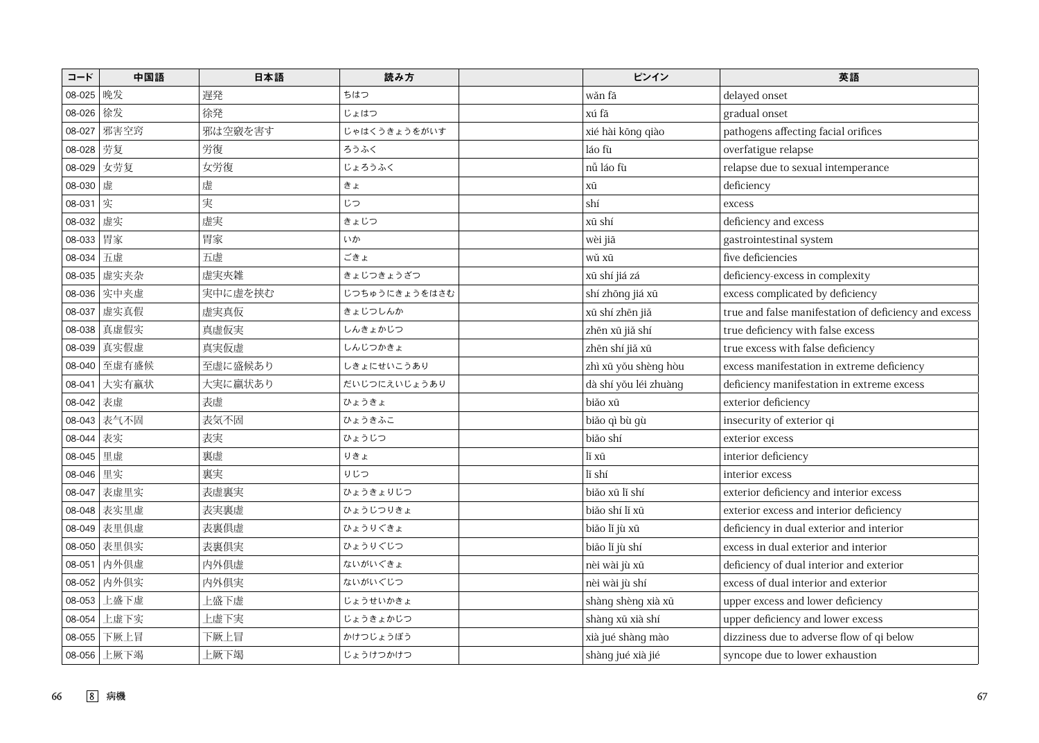| コード | 中国語 | 日本語 | 読み方 | | ピンイン | 英語 |
| --- | --- | --- | --- | --- | --- | --- |
| 08-025 | 晚发 | 遅発 | ちはつ | | wǎn fā | delayed onset |
| 08-026 | 徐发 | 徐発 | じょはつ | | xú fā | gradual onset |
| 08-027 | 邪害空窍 | 邪は空竅を害す | じゃはくうきょうをがいす | | xié hài kōng qiào | pathogens affecting facial orifices |
| 08-028 | 劳复 | 労復 | ろうふく | | láo fù | overfatigue relapse |
| 08-029 | 女劳复 | 女労復 | じょろうふく | | nǚ láo fù | relapse due to sexual intemperance |
| 08-030 | 虚 | 虚 | きょ | | xū | deficiency |
| 08-031 | 实 | 実 | じつ | | shí | excess |
| 08-032 | 虚实 | 虚実 | きょじつ | | xū shí | deficiency and excess |
| 08-033 | 胃家 | 胃家 | いか | | wèi jiā | gastrointestinal system |
| 08-034 | 五虚 | 五虚 | ごきょ | | wǔ xū | five deficiencies |
| 08-035 | 虚实夹杂 | 虚実夾雑 | きょじつきょうざつ | | xū shí jiá zá | deficiency-excess in complexity |
| 08-036 | 实中夹虚 | 実中に虚を挟む | じつちゅうにきょうをはさむ | | shí zhōng jiá xū | excess complicated by deficiency |
| 08-037 | 虚实真假 | 虚実真仮 | きょじつしんか | | xū shí zhēn jiǎ | true and false manifestation of deficiency and excess |
| 08-038 | 真虚假实 | 真虚仮実 | しんきょかじつ | | zhēn xū jiǎ shí | true deficiency with false excess |
| 08-039 | 真实假虚 | 真実仮虚 | しんじつかきょ | | zhēn shí jiǎ xū | true excess with false deficiency |
| 08-040 | 至虚有盛候 | 至虚に盛候あり | しきょにせいこうあり | | zhì xū yǒu shèng hòu | excess manifestation in extreme deficiency |
| 08-041 | 大实有羸状 | 大実に羸状あり | だいじつにえいじょうあり | | dà shí yǒu léi zhuàng | deficiency manifestation in extreme excess |
| 08-042 | 表虚 | 表虚 | ひょうきょ | | biǎo xū | exterior deficiency |
| 08-043 | 表气不固 | 表気不固 | ひょうきふこ | | biǎo qì bù gù | insecurity of exterior qi |
| 08-044 | 表实 | 表実 | ひょうじつ | | biǎo shí | exterior excess |
| 08-045 | 里虚 | 裏虚 | りきょ | | lǐ xū | interior deficiency |
| 08-046 | 里实 | 裏実 | りじつ | | lǐ shí | interior excess |
| 08-047 | 表虚里实 | 表虚裏実 | ひょうきょりじつ | | biǎo xū lǐ shí | exterior deficiency and interior excess |
| 08-048 | 表实里虚 | 表実裏虚 | ひょうじつりきょ | | biǎo shí lǐ xū | exterior excess and interior deficiency |
| 08-049 | 表里俱虚 | 表裏倶虚 | ひょうりぐきょ | | biǎo lǐ jù xū | deficiency in dual exterior and interior |
| 08-050 | 表里俱实 | 表裏倶実 | ひょうりぐじつ | | biǎo lǐ jù shí | excess in dual exterior and interior |
| 08-051 | 内外俱虚 | 内外倶虚 | ないがいぐきょ | | nèi wài jù xū | deficiency of dual interior and exterior |
| 08-052 | 内外俱实 | 内外倶実 | ないがいぐじつ | | nèi wài jù shí | excess of dual interior and exterior |
| 08-053 | 上盛下虚 | 上盛下虚 | じょうせいかきょ | | shàng shèng xià xū | upper excess and lower deficiency |
| 08-054 | 上虚下实 | 上虚下実 | じょうきょかじつ | | shàng xū xià shí | upper deficiency and lower excess |
| 08-055 | 下厥上冒 | 下厥上冒 | かけつじょうぼう | | xià jué shàng mào | dizziness due to adverse flow of qi below |
| 08-056 | 上厥下竭 | 上厥下竭 | じょうけつかけつ | | shàng jué xià jié | syncope due to lower exhaustion |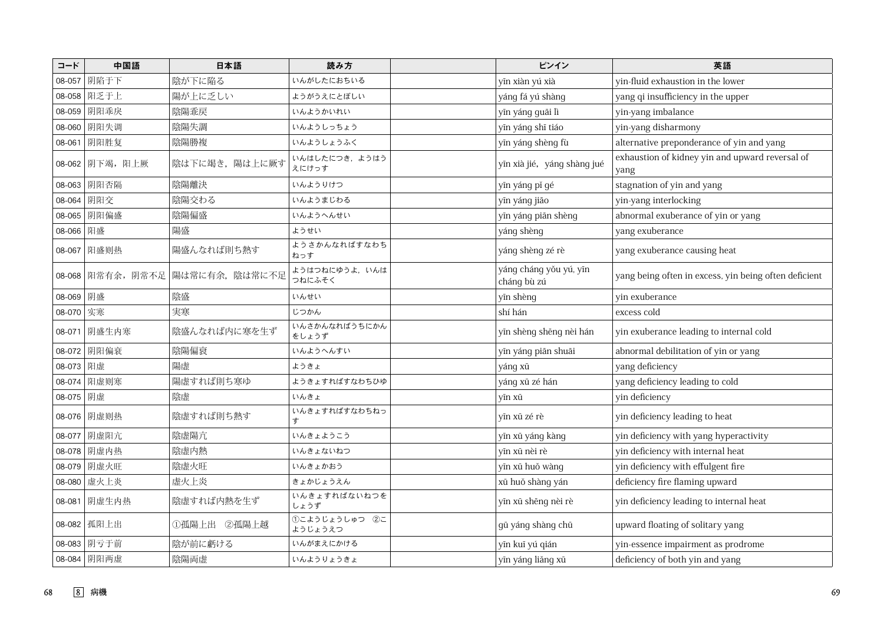| コード | 中国語 | 日本語 | 読み方 | | ピンイン | 英語 |
|---|---|---|---|---|---|---|
| 08-057 | 阴陷于下 | 陰が下に陥る | いんがしたにおちいる | | yīn xiàn yú xià | yin-fluid exhaustion in the lower |
| 08-058 | 阳乏于上 | 陽が上に乏しい | ようがうえにとぼしい | | yáng fá yú shàng | yang qi insufficiency in the upper |
| 08-059 | 阴阳乖戾 | 陰陽乖戻 | いんようかいれい | | yīn yáng guāi lì | yin-yang imbalance |
| 08-060 | 阴阳失调 | 陰陽失調 | いんようしっちょう | | yīn yáng shī tiáo | yin-yang disharmony |
| 08-061 | 阴阳胜复 | 陰陽勝複 | いんようしょうふく | | yīn yáng shèng fù | alternative preponderance of yin and yang |
| 08-062 | 阴下竭，阳上厥 | 陰は下に竭き，陽は上に厥す | いんはしたにつき，ようはうえにけっす | | yīn xià jié，yáng shàng jué | exhaustion of kidney yin and upward reversal of yang |
| 08-063 | 阴阳否隔 | 陰陽離決 | いんようりけつ | | yīn yáng pǐ gé | stagnation of yin and yang |
| 08-064 | 阴阳交 | 陰陽交わる | いんようまじわる | | yīn yáng jiāo | yin-yang interlocking |
| 08-065 | 阴阳偏盛 | 陰陽偏盛 | いんようへんせい | | yīn yáng piān shèng | abnormal exuberance of yin or yang |
| 08-066 | 阳盛 | 陽盛 | ようせい | | yáng shèng | yang exuberance |
| 08-067 | 阳盛则热 | 陽盛んなれば則ち熱す | ようさかんなればすなわちねっす | | yáng shèng zé rè | yang exuberance causing heat |
| 08-068 | 阳常有余，阴常不足 | 陽は常に有余，陰は常に不足 | ようはつねにゆうよ，いんはつねにふそく | | yáng cháng yǒu yú, yīn cháng bù zú | yang being often in excess, yin being often deficient |
| 08-069 | 阴盛 | 陰盛 | いんせい | | yīn shèng | yin exuberance |
| 08-070 | 实寒 | 実寒 | じつかん | | shí hán | excess cold |
| 08-071 | 阴盛生内寒 | 陰盛んなれば内に寒を生ず | いんさかんなればうちにかんをしょうず | | yīn shèng shēng nèi hán | yin exuberance leading to internal cold |
| 08-072 | 阴阳偏衰 | 陰陽偏衰 | いんようへんすい | | yīn yáng piān shuāi | abnormal debilitation of yin or yang |
| 08-073 | 阳虚 | 陽虚 | ようきょ | | yáng xū | yang deficiency |
| 08-074 | 阳虚则寒 | 陽虚すれば則ち寒ゆ | ようきょすればすなわちひゆ | | yáng xū zé hán | yang deficiency leading to cold |
| 08-075 | 阴虚 | 陰虚 | いんきょ | | yīn xū | yin deficiency |
| 08-076 | 阴虚则热 | 陰虚すれば則ち熱す | いんきょすればすなわちねっす | | yīn xū zé rè | yin deficiency leading to heat |
| 08-077 | 阴虚阳亢 | 陰虚陽亢 | いんきょようこう | | yīn xū yáng kàng | yin deficiency with yang hyperactivity |
| 08-078 | 阴虚内热 | 陰虚内熱 | いんきょないねつ | | yīn xū nèi rè | yin deficiency with internal heat |
| 08-079 | 阴虚火旺 | 陰虚火旺 | いんきょかおう | | yīn xū huǒ wàng | yin deficiency with effulgent fire |
| 08-080 | 虚火上炎 | 虚火上炎 | きょかじょうえん | | xū huǒ shàng yán | deficiency fire flaming upward |
| 08-081 | 阴虚生内热 | 陰虚すれば内熱を生ず | いんきょすればないねつをしょうず | | yīn xū shēng nèi rè | yin deficiency leading to internal heat |
| 08-082 | 孤阳上出 | ①孤陽上出　②孤陽上越 | ①こようじょうしゅつ　②こようじょうえつ | | gū yáng shàng chū | upward floating of solitary yang |
| 08-083 | 阴亏于前 | 陰が前に虧ける | いんがまえにかける | | yīn kuī yú qián | yin-essence impairment as prodrome |
| 08-084 | 阴阳两虚 | 陰陽両虚 | いんようりょうきょ | | yīn yáng liǎng xū | deficiency of both yin and yang |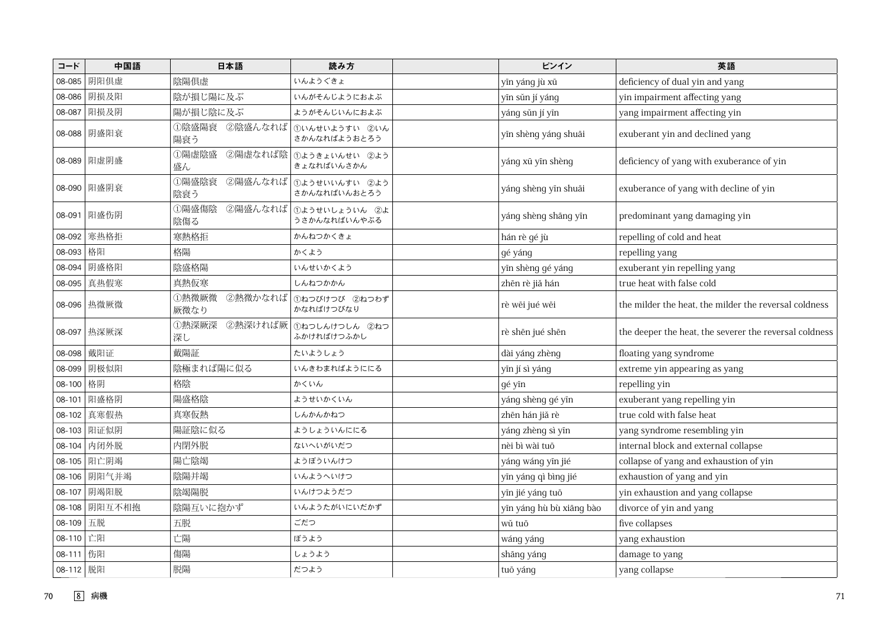| コード | 中国語 | 日本語 | 読み方 | | ピンイン | 英語 |
|---|---|---|---|---|---|---|
| 08-085 | 阴阳俱虚 | 陰陽倶虚 | いんようぐきょ | | yīn yáng jù xū | deficiency of dual yin and yang |
| 08-086 | 阴损及阳 | 陰が損じ陽に及ぶ | いんがそんじようにおよぶ | | yīn sǔn jí yáng | yin impairment affecting yang |
| 08-087 | 阳损及阴 | 陽が損じ陰に及ぶ | ようがそんじいんにおよぶ | | yáng sǔn jí yīn | yang impairment affecting yin |
| 08-088 | 阴盛阳衰 | ①陰盛陽衰　②陰盛んなれば陽衰う | ①いんせいようすい　②いんさかんなればようおとろう | | yīn shèng yáng shuāi | exuberant yin and declined yang |
| 08-089 | 阳虚阴盛 | ①陽虚陰盛　②陽虚なれば陰盛ん | ①ようきょいんせい　②ようきょなればいんさかん | | yáng xū yīn shèng | deficiency of yang with exuberance of yin |
| 08-090 | 阳盛阴衰 | ①陽盛陰衰　②陽盛んなれば陰衰う | ①ようせいいんすい　②ようさかんなればいんおとろう | | yáng shèng yīn shuāi | exuberance of yang with decline of yin |
| 08-091 | 阳盛伤阴 | ①陽盛傷陰　②陽盛んなれば陰傷る | ①ようせいしょういん　②ようさかんなればいんやぶる | | yáng shèng shāng yīn | predominant yang damaging yin |
| 08-092 | 寒热格拒 | 寒熱格拒 | かんねつかくきょ | | hán rè gé jù | repelling of cold and heat |
| 08-093 | 格阳 | 格陽 | かくよう | | gé yáng | repelling yang |
| 08-094 | 阴盛格阳 | 陰盛格陽 | いんせいかくよう | | yīn shèng gé yáng | exuberant yin repelling yang |
| 08-095 | 真热假寒 | 真熱仮寒 | しんねつかかん | | zhēn rè jiǎ hán | true heat with false cold |
| 08-096 | 热微厥微 | ①熱微厥微　②熱微かなれば厥微なり | ①ねつびけつび　②ねつわずかなればけつびなり | | rè wēi jué wēi | the milder the heat, the milder the reversal coldness |
| 08-097 | 热深厥深 | ①熱深厥深　②熱深ければ厥深し | ①ねつしんけつしん　②ねつふかければけつふかし | | rè shēn jué shēn | the deeper the heat, the severer the reversal coldness |
| 08-098 | 戴阳证 | 戴陽証 | たいようしょう | | dài yáng zhèng | floating yang syndrome |
| 08-099 | 阴极似阳 | 陰極まれば陽に似る | いんきわまればようににる | | yīn jí sì yáng | extreme yin appearing as yang |
| 08-100 | 格阴 | 格陰 | かくいん | | gé yīn | repelling yin |
| 08-101 | 阳盛格阴 | 陽盛格陰 | ようせいかくいん | | yáng shèng gé yīn | exuberant yang repelling yin |
| 08-102 | 真寒假热 | 真寒仮熱 | しんかんかねつ | | zhēn hán jiǎ rè | true cold with false heat |
| 08-103 | 阳证似阴 | 陽証陰に似る | ようしょういんににる | | yáng zhèng sì yīn | yang syndrome resembling yin |
| 08-104 | 内闭外脱 | 内閉外脱 | ないへいがいだつ | | nèi bì wài tuō | internal block and external collapse |
| 08-105 | 阳亡阴竭 | 陽亡陰竭 | ようぼういんけつ | | yáng wáng yīn jié | collapse of yang and exhaustion of yin |
| 08-106 | 阴阳气并竭 | 陰陽并竭 | いんようへいけつ | | yīn yáng qì bìng jié | exhaustion of yang and yin |
| 08-107 | 阴竭阳脱 | 陰竭陽脱 | いんけつようだつ | | yīn jié yáng tuō | yin exhaustion and yang collapse |
| 08-108 | 阴阳互不相抱 | 陰陽互いに抱かず | いんようたがいにいだかず | | yīn yáng hù bù xiāng bào | divorce of yin and yang |
| 08-109 | 五脱 | 五脱 | ごだつ | | wǔ tuō | five collapses |
| 08-110 | 亡阳 | 亡陽 | ぼうよう | | wáng yáng | yang exhaustion |
| 08-111 | 伤阳 | 傷陽 | しょうよう | | shāng yáng | damage to yang |
| 08-112 | 脱阳 | 脱陽 | だつよう | | tuō yáng | yang collapse |